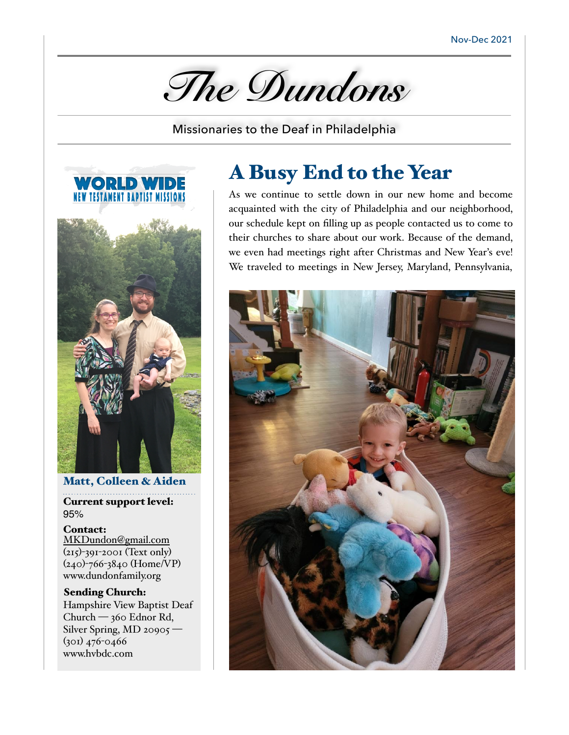Nov-Dec 2021

# The Dundons

Missionaries to the Deaf in Philadelphia

WORLD WIDE
NEW TESTAMENT BAPTIST MISSIONS

**Matt, Colleen & Aiden**

**Current support level:**
95%

**Contact:**
MKDundon@gmail.com
(215)-391-2001 (Text only)
(240)-766-3840 (Home/VP)
www.dundonfamily.org

**Sending Church:**
Hampshire View Baptist Deaf Church — 360 Ednor Rd, Silver Spring, MD 20905 — (301) 476-0466
www.hvbdc.com

## A Busy End to the Year

As we continue to settle down in our new home and become acquainted with the city of Philadelphia and our neighborhood, our schedule kept on filling up as people contacted us to come to their churches to share about our work. Because of the demand, we even had meetings right after Christmas and New Year's eve! We traveled to meetings in New Jersey, Maryland, Pennsylvania,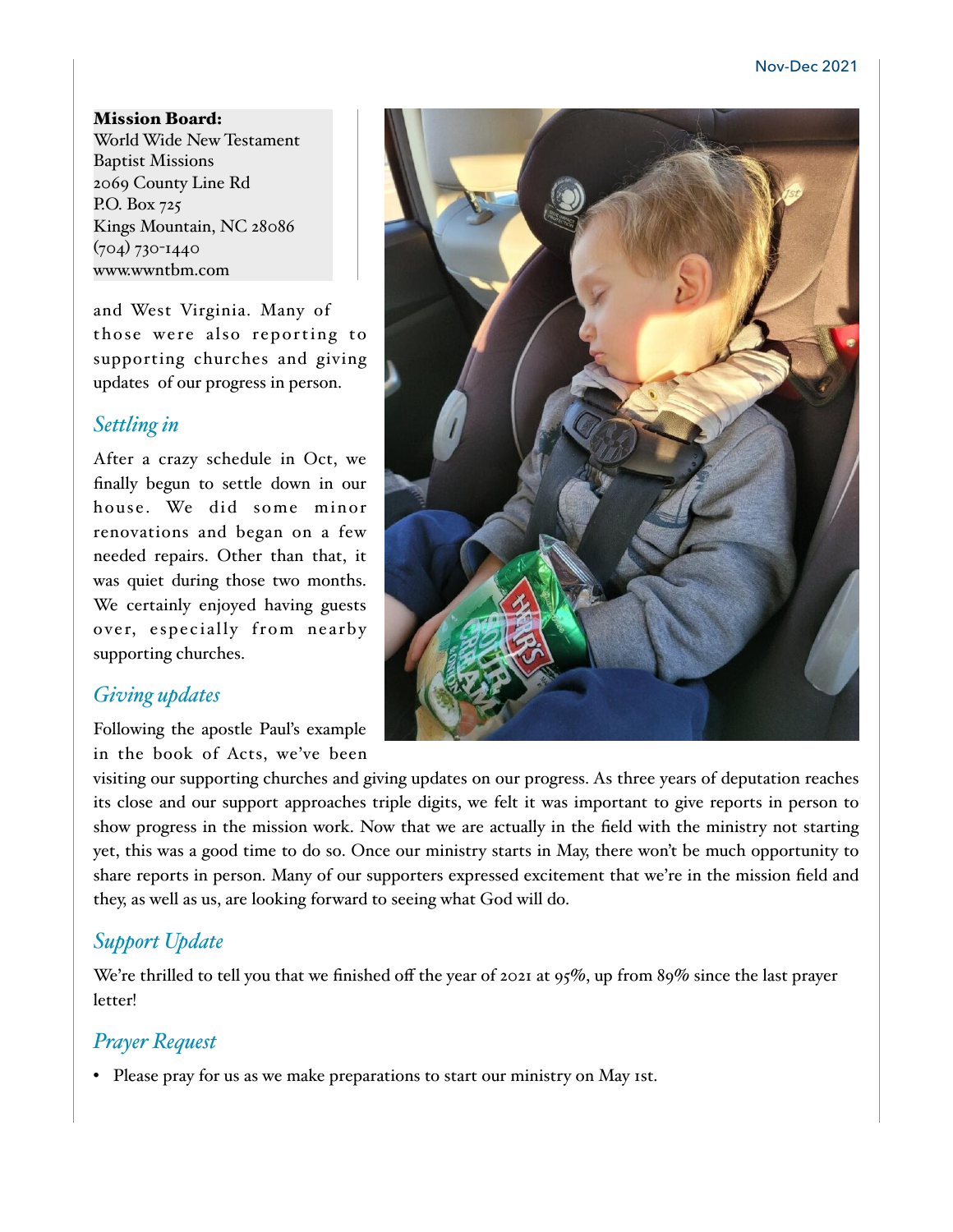**Mission Board:**
World Wide New Testament Baptist Missions
2069 County Line Rd
P.O. Box 725
Kings Mountain, NC 28086
(704) 730-1440
www.wwntbm.com

and West Virginia. Many of those were also reporting to supporting churches and giving updates of our progress in person.

## *Settling in*

After a crazy schedule in Oct, we finally begun to settle down in our house. We did some minor renovations and began on a few needed repairs. Other than that, it was quiet during those two months. We certainly enjoyed having guests over, especially from nearby supporting churches.

## *Giving updates*

Following the apostle Paul's example in the book of Acts, we've been visiting our supporting churches and giving updates on our progress. As three years of deputation reaches its close and our support approaches triple digits, we felt it was important to give reports in person to show progress in the mission work. Now that we are actually in the field with the ministry not starting yet, this was a good time to do so. Once our ministry starts in May, there won't be much opportunity to share reports in person. Many of our supporters expressed excitement that we're in the mission field and they, as well as us, are looking forward to seeing what God will do.

## *Support Update*

We're thrilled to tell you that we finished off the year of 2021 at 95%, up from 89% since the last prayer letter!

## *Prayer Request*

- Please pray for us as we make preparations to start our ministry on May 1st.